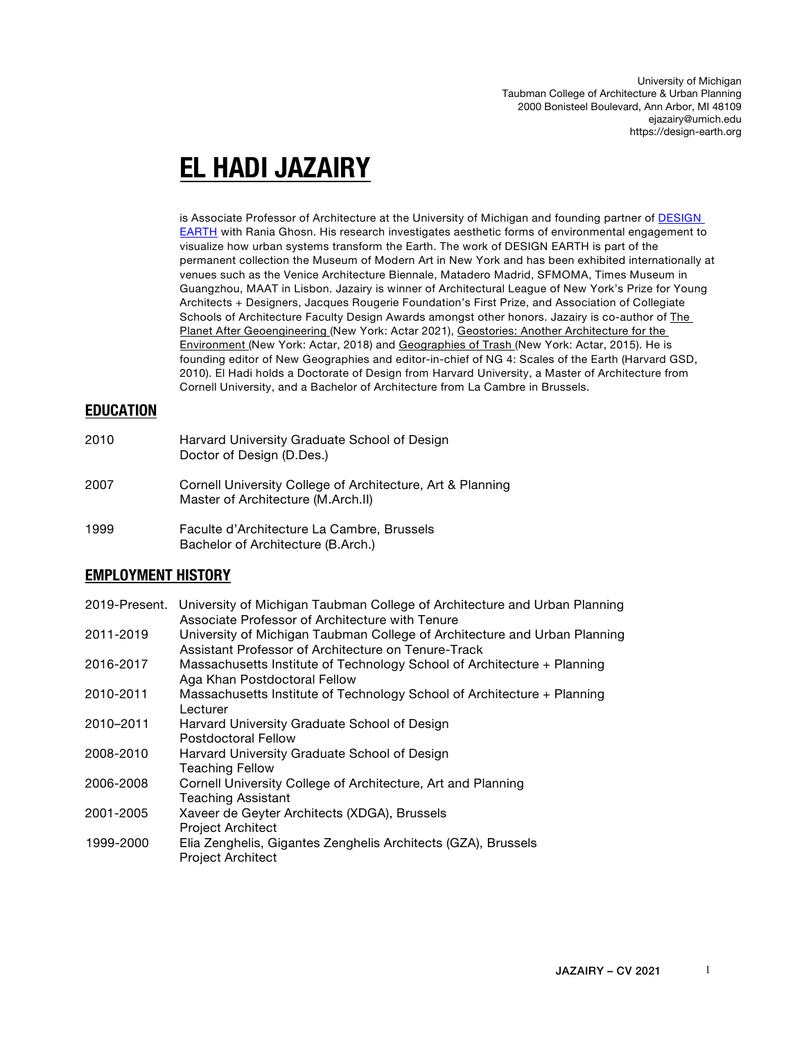University of Michigan
Taubman College of Architecture & Urban Planning
2000 Bonisteel Boulevard, Ann Arbor, MI 48109
ejazairy@umich.edu
https://design-earth.org

# EL HADI JAZAIRY

is Associate Professor of Architecture at the University of Michigan and founding partner of DESIGN EARTH with Rania Ghosn. His research investigates aesthetic forms of environmental engagement to visualize how urban systems transform the Earth. The work of DESIGN EARTH is part of the permanent collection the Museum of Modern Art in New York and has been exhibited internationally at venues such as the Venice Architecture Biennale, Matadero Madrid, SFMOMA, Times Museum in Guangzhou, MAAT in Lisbon. Jazairy is winner of Architectural League of New York's Prize for Young Architects + Designers, Jacques Rougerie Foundation's First Prize, and Association of Collegiate Schools of Architecture Faculty Design Awards amongst other honors. Jazairy is co-author of The Planet After Geoengineering (New York: Actar 2021), Geostories: Another Architecture for the Environment (New York: Actar, 2018) and Geographies of Trash (New York: Actar, 2015). He is founding editor of New Geographies and editor-in-chief of NG 4: Scales of the Earth (Harvard GSD, 2010). El Hadi holds a Doctorate of Design from Harvard University, a Master of Architecture from Cornell University, and a Bachelor of Architecture from La Cambre in Brussels.

## EDUCATION

2010 — Harvard University Graduate School of Design
Doctor of Design (D.Des.)

2007 — Cornell University College of Architecture, Art & Planning
Master of Architecture (M.Arch.II)

1999 — Faculte d'Architecture La Cambre, Brussels
Bachelor of Architecture (B.Arch.)

## EMPLOYMENT HISTORY

2019-Present. — University of Michigan Taubman College of Architecture and Urban Planning
Associate Professor of Architecture with Tenure

2011-2019 — University of Michigan Taubman College of Architecture and Urban Planning
Assistant Professor of Architecture on Tenure-Track

2016-2017 — Massachusetts Institute of Technology School of Architecture + Planning
Aga Khan Postdoctoral Fellow

2010-2011 — Massachusetts Institute of Technology School of Architecture + Planning
Lecturer

2010–2011 — Harvard University Graduate School of Design
Postdoctoral Fellow

2008-2010 — Harvard University Graduate School of Design
Teaching Fellow

2006-2008 — Cornell University College of Architecture, Art and Planning
Teaching Assistant

2001-2005 — Xaveer de Geyter Architects (XDGA), Brussels
Project Architect

1999-2000 — Elia Zenghelis, Gigantes Zenghelis Architects (GZA), Brussels
Project Architect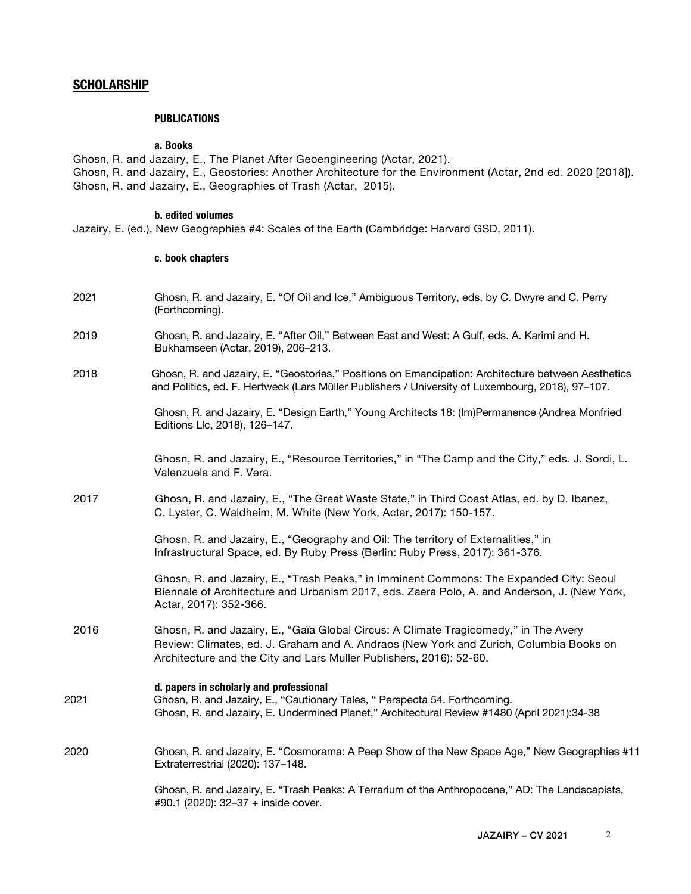## SCHOLARSHIP

### PUBLICATIONS

#### a. Books

Ghosn, R. and Jazairy, E., The Planet After Geoengineering (Actar, 2021).
Ghosn, R. and Jazairy, E., Geostories: Another Architecture for the Environment (Actar, 2nd ed. 2020 [2018]).
Ghosn, R. and Jazairy, E., Geographies of Trash (Actar, 2015).

#### b. edited volumes

Jazairy, E. (ed.), New Geographies #4: Scales of the Earth (Cambridge: Harvard GSD, 2011).

#### c. book chapters

2021 Ghosn, R. and Jazairy, E. "Of Oil and Ice," Ambiguous Territory, eds. by C. Dwyre and C. Perry (Forthcoming).

2019 Ghosn, R. and Jazairy, E. "After Oil," Between East and West: A Gulf, eds. A. Karimi and H. Bukhamseen (Actar, 2019), 206–213.

2018 Ghosn, R. and Jazairy, E. "Geostories," Positions on Emancipation: Architecture between Aesthetics and Politics, ed. F. Hertweck (Lars Müller Publishers / University of Luxembourg, 2018), 97–107.

Ghosn, R. and Jazairy, E. "Design Earth," Young Architects 18: (Im)Permanence (Andrea Monfried Editions Llc, 2018), 126–147.

Ghosn, R. and Jazairy, E., "Resource Territories," in "The Camp and the City," eds. J. Sordi, L. Valenzuela and F. Vera.

2017 Ghosn, R. and Jazairy, E., "The Great Waste State," in Third Coast Atlas, ed. by D. Ibanez, C. Lyster, C. Waldheim, M. White (New York, Actar, 2017): 150-157.

Ghosn, R. and Jazairy, E., "Geography and Oil: The territory of Externalities," in Infrastructural Space, ed. By Ruby Press (Berlin: Ruby Press, 2017): 361-376.

Ghosn, R. and Jazairy, E., "Trash Peaks," in Imminent Commons: The Expanded City: Seoul Biennale of Architecture and Urbanism 2017, eds. Zaera Polo, A. and Anderson, J. (New York, Actar, 2017): 352-366.

2016 Ghosn, R. and Jazairy, E., "Gaïa Global Circus: A Climate Tragicomedy," in The Avery Review: Climates, ed. J. Graham and A. Andraos (New York and Zurich, Columbia Books on Architecture and the City and Lars Muller Publishers, 2016): 52-60.

#### d. papers in scholarly and professional

2021 Ghosn, R. and Jazairy, E., "Cautionary Tales, " Perspecta 54. Forthcoming.
Ghosn, R. and Jazairy, E. Undermined Planet," Architectural Review #1480 (April 2021):34-38

2020 Ghosn, R. and Jazairy, E. "Cosmorama: A Peep Show of the New Space Age," New Geographies #11 Extraterrestrial (2020): 137–148.

Ghosn, R. and Jazairy, E. "Trash Peaks: A Terrarium of the Anthropocene," AD: The Landscapists, #90.1 (2020): 32–37 + inside cover.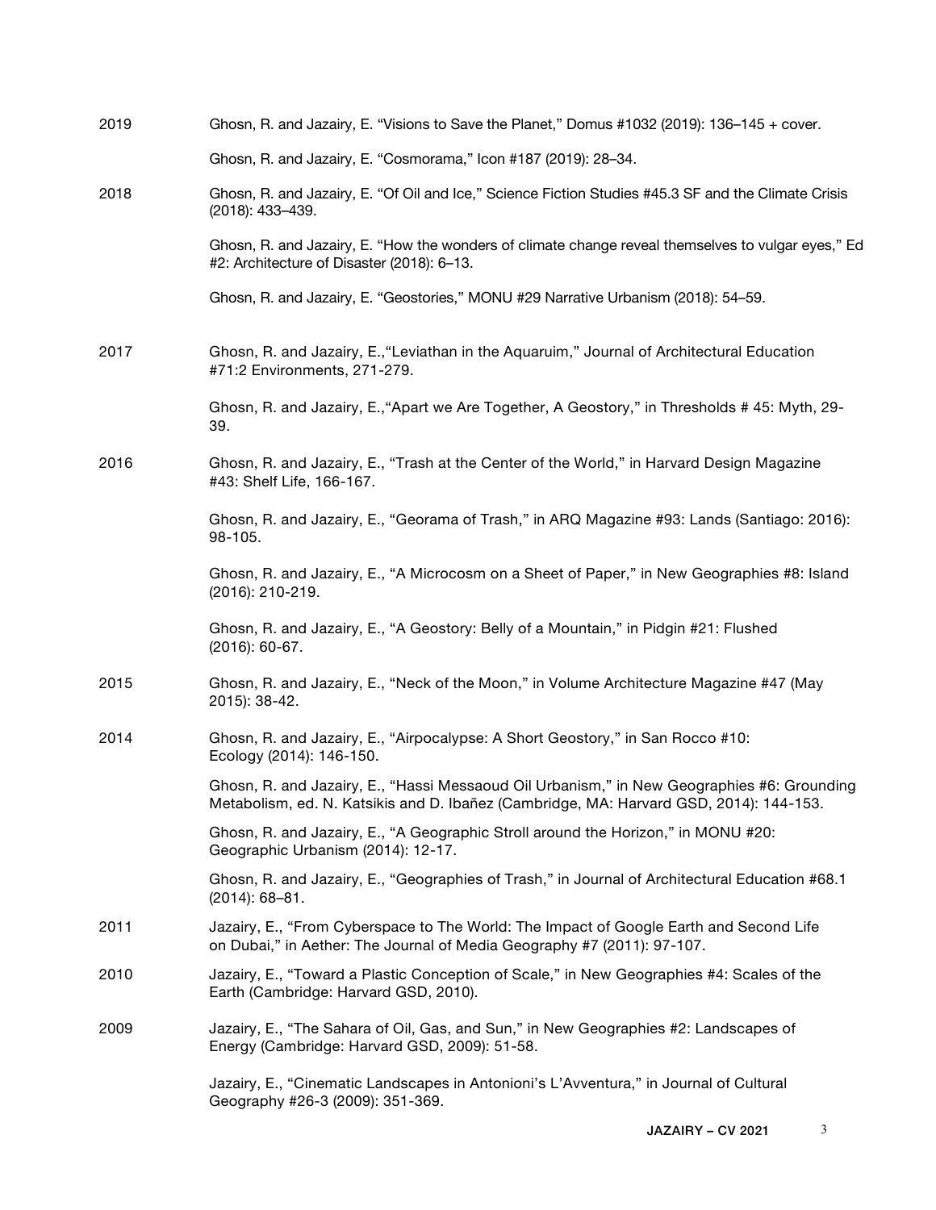2019 Ghosn, R. and Jazairy, E. "Visions to Save the Planet," Domus #1032 (2019): 136–145 + cover.

Ghosn, R. and Jazairy, E. "Cosmorama," Icon #187 (2019): 28–34.

2018 Ghosn, R. and Jazairy, E. "Of Oil and Ice," Science Fiction Studies #45.3 SF and the Climate Crisis (2018): 433–439.

Ghosn, R. and Jazairy, E. "How the wonders of climate change reveal themselves to vulgar eyes," Ed #2: Architecture of Disaster (2018): 6–13.

Ghosn, R. and Jazairy, E. "Geostories," MONU #29 Narrative Urbanism (2018): 54–59.

2017 Ghosn, R. and Jazairy, E.,"Leviathan in the Aquaruim," Journal of Architectural Education #71:2 Environments, 271-279.

Ghosn, R. and Jazairy, E.,"Apart we Are Together, A Geostory," in Thresholds # 45: Myth, 29-39.

2016 Ghosn, R. and Jazairy, E., "Trash at the Center of the World," in Harvard Design Magazine #43: Shelf Life, 166-167.

Ghosn, R. and Jazairy, E., "Georama of Trash," in ARQ Magazine #93: Lands (Santiago: 2016): 98-105.

Ghosn, R. and Jazairy, E., "A Microcosm on a Sheet of Paper," in New Geographies #8: Island (2016): 210-219.

Ghosn, R. and Jazairy, E., "A Geostory: Belly of a Mountain," in Pidgin #21: Flushed (2016): 60-67.

2015 Ghosn, R. and Jazairy, E., "Neck of the Moon," in Volume Architecture Magazine #47 (May 2015): 38-42.

2014 Ghosn, R. and Jazairy, E., "Airpocalypse: A Short Geostory," in San Rocco #10: Ecology (2014): 146-150.

Ghosn, R. and Jazairy, E., "Hassi Messaoud Oil Urbanism," in New Geographies #6: Grounding Metabolism, ed. N. Katsikis and D. Ibañez (Cambridge, MA: Harvard GSD, 2014): 144-153.

Ghosn, R. and Jazairy, E., "A Geographic Stroll around the Horizon," in MONU #20: Geographic Urbanism (2014): 12-17.

Ghosn, R. and Jazairy, E., "Geographies of Trash," in Journal of Architectural Education #68.1 (2014): 68–81.

2011 Jazairy, E., "From Cyberspace to The World: The Impact of Google Earth and Second Life on Dubai," in Aether: The Journal of Media Geography #7 (2011): 97-107.

2010 Jazairy, E., "Toward a Plastic Conception of Scale," in New Geographies #4: Scales of the Earth (Cambridge: Harvard GSD, 2010).

2009 Jazairy, E., "The Sahara of Oil, Gas, and Sun," in New Geographies #2: Landscapes of Energy (Cambridge: Harvard GSD, 2009): 51-58.

Jazairy, E., "Cinematic Landscapes in Antonioni's L'Avventura," in Journal of Cultural Geography #26-3 (2009): 351-369.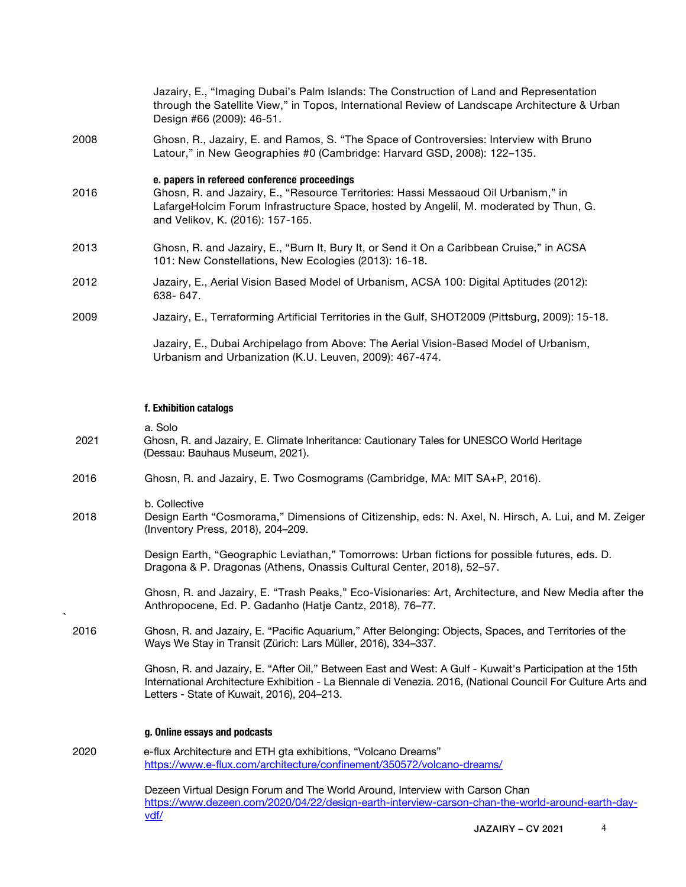Jazairy, E., “Imaging Dubai’s Palm Islands: The Construction of Land and Representation through the Satellite View,” in Topos, International Review of Landscape Architecture & Urban Design #66 (2009): 46-51.

2008 Ghosn, R., Jazairy, E. and Ramos, S. “The Space of Controversies: Interview with Bruno Latour,” in New Geographies #0 (Cambridge: Harvard GSD, 2008): 122–135.

#### e. papers in refereed conference proceedings

2016 Ghosn, R. and Jazairy, E., “Resource Territories: Hassi Messaoud Oil Urbanism,” in LafargeHolcim Forum Infrastructure Space, hosted by Angelil, M. moderated by Thun, G. and Velikov, K. (2016): 157-165.

2013 Ghosn, R. and Jazairy, E., “Burn It, Bury It, or Send it On a Caribbean Cruise,” in ACSA 101: New Constellations, New Ecologies (2013): 16-18.

2012 Jazairy, E., Aerial Vision Based Model of Urbanism, ACSA 100: Digital Aptitudes (2012): 638- 647.

2009 Jazairy, E., Terraforming Artificial Territories in the Gulf, SHOT2009 (Pittsburg, 2009): 15-18.

Jazairy, E., Dubai Archipelago from Above: The Aerial Vision-Based Model of Urbanism, Urbanism and Urbanization (K.U. Leuven, 2009): 467-474.

#### f. Exhibition catalogs

a. Solo

2021 Ghosn, R. and Jazairy, E. Climate Inheritance: Cautionary Tales for UNESCO World Heritage (Dessau: Bauhaus Museum, 2021).

2016 Ghosn, R. and Jazairy, E. Two Cosmograms (Cambridge, MA: MIT SA+P, 2016).

b. Collective

2018 Design Earth “Cosmorama,” Dimensions of Citizenship, eds: N. Axel, N. Hirsch, A. Lui, and M. Zeiger (Inventory Press, 2018), 204–209.

Design Earth, “Geographic Leviathan,” Tomorrows: Urban fictions for possible futures, eds. D. Dragona & P. Dragonas (Athens, Onassis Cultural Center, 2018), 52–57.

Ghosn, R. and Jazairy, E. “Trash Peaks,” Eco-Visionaries: Art, Architecture, and New Media after the Anthropocene, Ed. P. Gadanho (Hatje Cantz, 2018), 76–77.

2016 Ghosn, R. and Jazairy, E. “Pacific Aquarium,” After Belonging: Objects, Spaces, and Territories of the Ways We Stay in Transit (Zürich: Lars Müller, 2016), 334–337.

Ghosn, R. and Jazairy, E. “After Oil,” Between East and West: A Gulf - Kuwait's Participation at the 15th International Architecture Exhibition - La Biennale di Venezia. 2016, (National Council For Culture Arts and Letters - State of Kuwait, 2016), 204–213.

#### g. Online essays and podcasts

2020 e-flux Architecture and ETH gta exhibitions, “Volcano Dreams”
https://www.e-flux.com/architecture/confinement/350572/volcano-dreams/

Dezeen Virtual Design Forum and The World Around, Interview with Carson Chan
https://www.dezeen.com/2020/04/22/design-earth-interview-carson-chan-the-world-around-earth-day-vdf/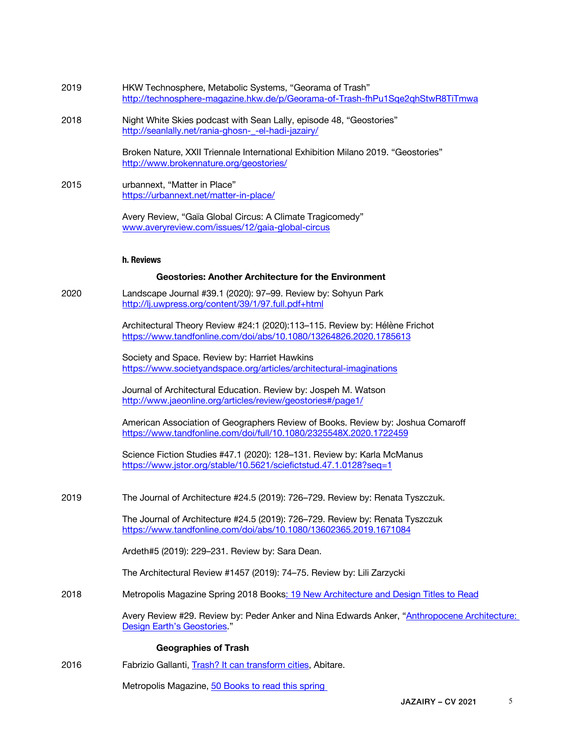2019 HKW Technosphere, Metabolic Systems, “Georama of Trash”
http://technosphere-magazine.hkw.de/p/Georama-of-Trash-fhPu1Sqe2qhStwR8TiTmwa

2018 Night White Skies podcast with Sean Lally, episode 48, “Geostories”
http://seanlally.net/rania-ghosn-_-el-hadi-jazairy/

Broken Nature, XXII Triennale International Exhibition Milano 2019. “Geostories”
http://www.brokennature.org/geostories/

2015 urbannext, “Matter in Place”
https://urbannext.net/matter-in-place/

Avery Review, “Gaïa Global Circus: A Climate Tragicomedy”
www.averyreview.com/issues/12/gaia-global-circus

#### h. Reviews

**Geostories: Another Architecture for the Environment**

2020 Landscape Journal #39.1 (2020): 97–99. Review by: Sohyun Park
http://lj.uwpress.org/content/39/1/97.full.pdf+html

Architectural Theory Review #24:1 (2020):113–115. Review by: Hélène Frichot
https://www.tandfonline.com/doi/abs/10.1080/13264826.2020.1785613

Society and Space. Review by: Harriet Hawkins
https://www.societyandspace.org/articles/architectural-imaginations

Journal of Architectural Education. Review by: Jospeh M. Watson
http://www.jaeonline.org/articles/review/geostories#/page1/

American Association of Geographers Review of Books. Review by: Joshua Comaroff
https://www.tandfonline.com/doi/full/10.1080/2325548X.2020.1722459

Science Fiction Studies #47.1 (2020): 128–131. Review by: Karla McManus
https://www.jstor.org/stable/10.5621/sciefictstud.47.1.0128?seq=1

2019 The Journal of Architecture #24.5 (2019): 726–729. Review by: Renata Tyszczuk.

The Journal of Architecture #24.5 (2019): 726–729. Review by: Renata Tyszczuk
https://www.tandfonline.com/doi/abs/10.1080/13602365.2019.1671084

Ardeth#5 (2019): 229–231. Review by: Sara Dean.

The Architectural Review #1457 (2019): 74–75. Review by: Lili Zarzycki

2018 Metropolis Magazine Spring 2018 Books: 19 New Architecture and Design Titles to Read

Avery Review #29. Review by: Peder Anker and Nina Edwards Anker, “Anthropocene Architecture: Design Earth’s Geostories.”

**Geographies of Trash**

2016 Fabrizio Gallanti, Trash? It can transform cities, Abitare.

Metropolis Magazine, 50 Books to read this spring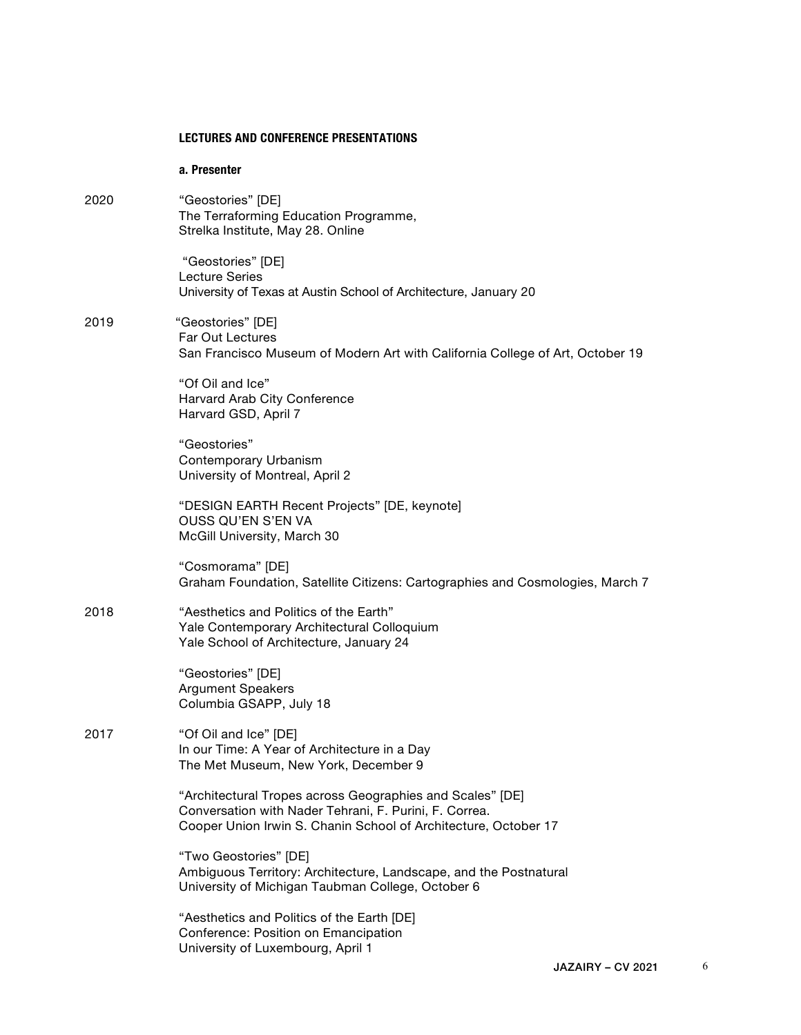## LECTURES AND CONFERENCE PRESENTATIONS

### a. Presenter

**2020**

"Geostories" [DE]
The Terraforming Education Programme,
Strelka Institute, May 28. Online

"Geostories" [DE]
Lecture Series
University of Texas at Austin School of Architecture, January 20

**2019**

"Geostories" [DE]
Far Out Lectures
San Francisco Museum of Modern Art with California College of Art, October 19

"Of Oil and Ice"
Harvard Arab City Conference
Harvard GSD, April 7

"Geostories"
Contemporary Urbanism
University of Montreal, April 2

"DESIGN EARTH Recent Projects" [DE, keynote]
OUSS QU'EN S'EN VA
McGill University, March 30

"Cosmorama" [DE]
Graham Foundation, Satellite Citizens: Cartographies and Cosmologies, March 7

**2018**

"Aesthetics and Politics of the Earth"
Yale Contemporary Architectural Colloquium
Yale School of Architecture, January 24

"Geostories" [DE]
Argument Speakers
Columbia GSAPP, July 18

**2017**

"Of Oil and Ice" [DE]
In our Time: A Year of Architecture in a Day
The Met Museum, New York, December 9

"Architectural Tropes across Geographies and Scales" [DE]
Conversation with Nader Tehrani, F. Purini, F. Correa.
Cooper Union Irwin S. Chanin School of Architecture, October 17

"Two Geostories" [DE]
Ambiguous Territory: Architecture, Landscape, and the Postnatural
University of Michigan Taubman College, October 6

"Aesthetics and Politics of the Earth [DE]
Conference: Position on Emancipation
University of Luxembourg, April 1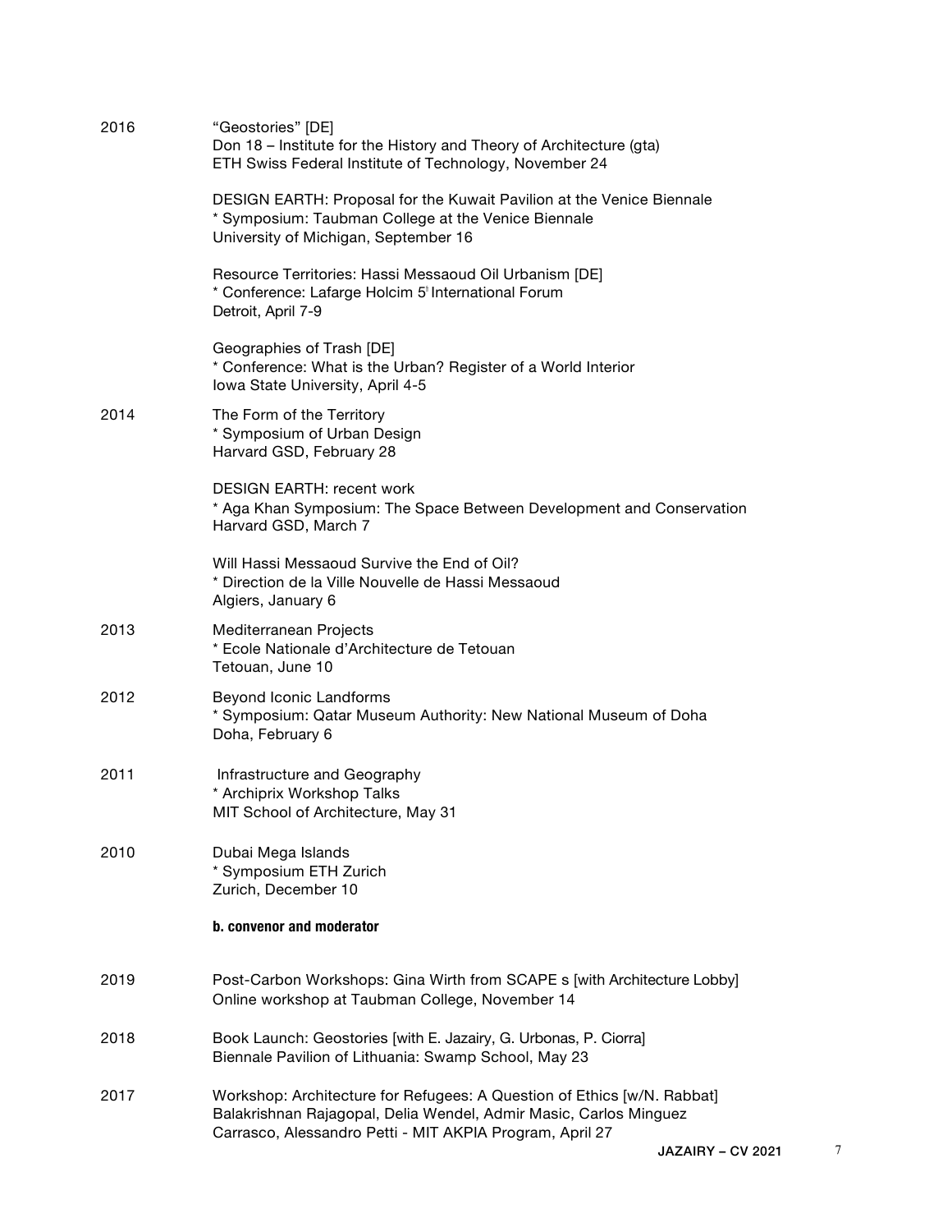2016 "Geostories" [DE]
Don 18 – Institute for the History and Theory of Architecture (gta)
ETH Swiss Federal Institute of Technology, November 24

DESIGN EARTH: Proposal for the Kuwait Pavilion at the Venice Biennale
* Symposium: Taubman College at the Venice Biennale
University of Michigan, September 16

Resource Territories: Hassi Messaoud Oil Urbanism [DE]
* Conference: Lafarge Holcim 5th International Forum
Detroit, April 7-9

Geographies of Trash [DE]
* Conference: What is the Urban? Register of a World Interior
Iowa State University, April 4-5

2014 The Form of the Territory
* Symposium of Urban Design
Harvard GSD, February 28

DESIGN EARTH: recent work
* Aga Khan Symposium: The Space Between Development and Conservation
Harvard GSD, March 7

Will Hassi Messaoud Survive the End of Oil?
* Direction de la Ville Nouvelle de Hassi Messaoud
Algiers, January 6

2013 Mediterranean Projects
* Ecole Nationale d'Architecture de Tetouan
Tetouan, June 10

2012 Beyond Iconic Landforms
* Symposium: Qatar Museum Authority: New National Museum of Doha
Doha, February 6

2011 Infrastructure and Geography
* Archiprix Workshop Talks
MIT School of Architecture, May 31

2010 Dubai Mega Islands
* Symposium ETH Zurich
Zurich, December 10

**b. convenor and moderator**

2019 Post-Carbon Workshops: Gina Wirth from SCAPE s [with Architecture Lobby]
Online workshop at Taubman College, November 14

2018 Book Launch: Geostories [with E. Jazairy, G. Urbonas, P. Ciorra]
Biennale Pavilion of Lithuania: Swamp School, May 23

2017 Workshop: Architecture for Refugees: A Question of Ethics [w/N. Rabbat]
Balakrishnan Rajagopal, Delia Wendel, Admir Masic, Carlos Minguez Carrasco, Alessandro Petti - MIT AKPIA Program, April 27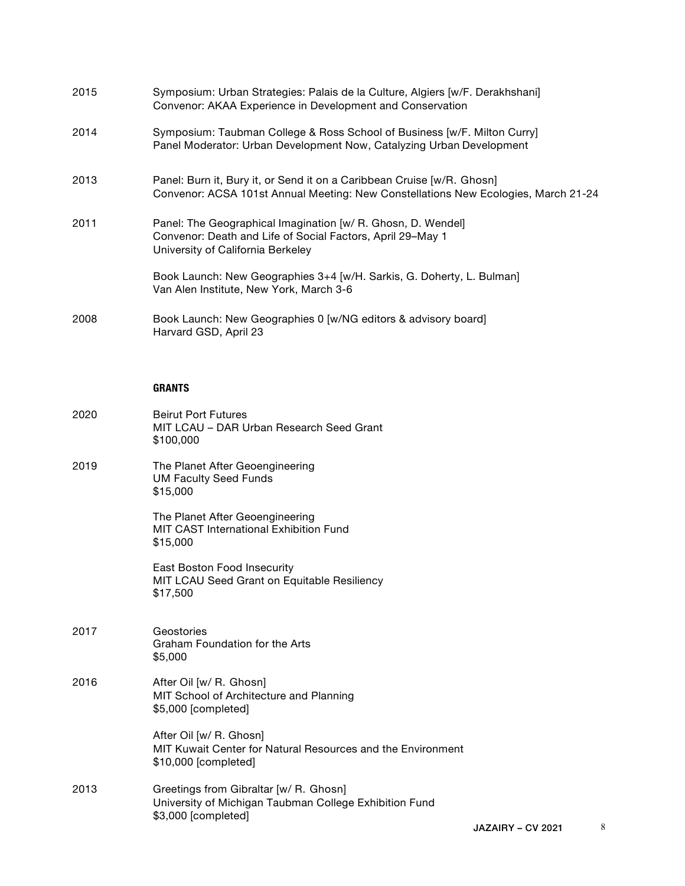2015 Symposium: Urban Strategies: Palais de la Culture, Algiers [w/F. Derakhshani]
Convenor: AKAA Experience in Development and Conservation

2014 Symposium: Taubman College & Ross School of Business [w/F. Milton Curry]
Panel Moderator: Urban Development Now, Catalyzing Urban Development

2013 Panel: Burn it, Bury it, or Send it on a Caribbean Cruise [w/R. Ghosn]
Convenor: ACSA 101st Annual Meeting: New Constellations New Ecologies, March 21-24

2011 Panel: The Geographical Imagination [w/ R. Ghosn, D. Wendel]
Convenor: Death and Life of Social Factors, April 29–May 1
University of California Berkeley

Book Launch: New Geographies 3+4 [w/H. Sarkis, G. Doherty, L. Bulman]
Van Alen Institute, New York, March 3-6

2008 Book Launch: New Geographies 0 [w/NG editors & advisory board]
Harvard GSD, April 23

## GRANTS

2020 Beirut Port Futures
MIT LCAU – DAR Urban Research Seed Grant
$100,000

2019 The Planet After Geoengineering
UM Faculty Seed Funds
$15,000

The Planet After Geoengineering
MIT CAST International Exhibition Fund
$15,000

East Boston Food Insecurity
MIT LCAU Seed Grant on Equitable Resiliency
$17,500

2017 Geostories
Graham Foundation for the Arts
$5,000

2016 After Oil [w/ R. Ghosn]
MIT School of Architecture and Planning
$5,000 [completed]

After Oil [w/ R. Ghosn]
MIT Kuwait Center for Natural Resources and the Environment
$10,000 [completed]

2013 Greetings from Gibraltar [w/ R. Ghosn]
University of Michigan Taubman College Exhibition Fund
$3,000 [completed]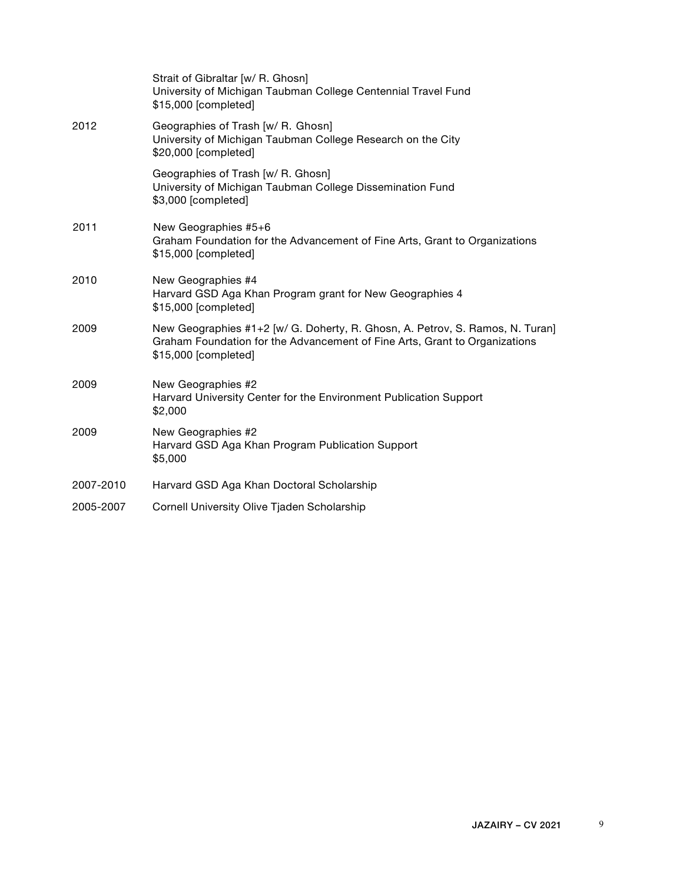| | |
|---|---|
| | Strait of Gibraltar [w/ R. Ghosn]<br>University of Michigan Taubman College Centennial Travel Fund<br>$15,000 [completed] |
| 2012 | Geographies of Trash [w/ R. Ghosn]<br>University of Michigan Taubman College Research on the City<br>$20,000 [completed] |
| | Geographies of Trash [w/ R. Ghosn]<br>University of Michigan Taubman College Dissemination Fund<br>$3,000 [completed] |
| 2011 | New Geographies #5+6<br>Graham Foundation for the Advancement of Fine Arts, Grant to Organizations<br>$15,000 [completed] |
| 2010 | New Geographies #4<br>Harvard GSD Aga Khan Program grant for New Geographies 4<br>$15,000 [completed] |
| 2009 | New Geographies #1+2 [w/ G. Doherty, R. Ghosn, A. Petrov, S. Ramos, N. Turan]<br>Graham Foundation for the Advancement of Fine Arts, Grant to Organizations<br>$15,000 [completed] |
| 2009 | New Geographies #2<br>Harvard University Center for the Environment Publication Support<br>$2,000 |
| 2009 | New Geographies #2<br>Harvard GSD Aga Khan Program Publication Support<br>$5,000 |
| 2007-2010 | Harvard GSD Aga Khan Doctoral Scholarship |
| 2005-2007 | Cornell University Olive Tjaden Scholarship |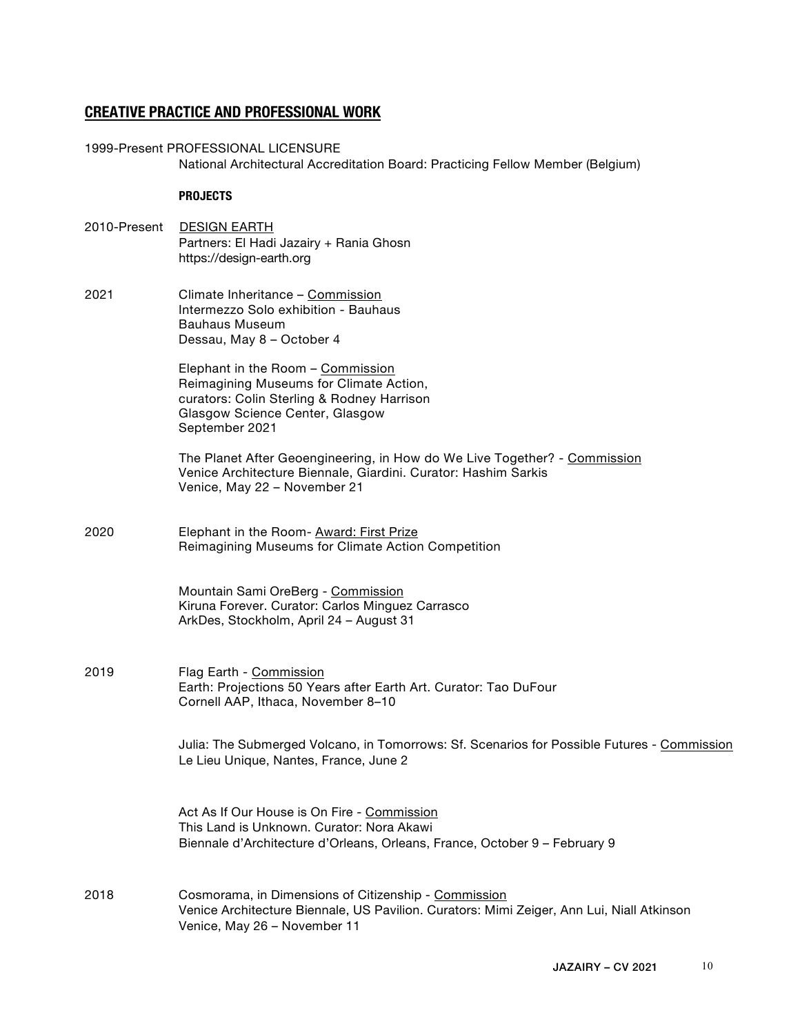## CREATIVE PRACTICE AND PROFESSIONAL WORK

1999-Present PROFESSIONAL LICENSURE
National Architectural Accreditation Board: Practicing Fellow Member (Belgium)

### PROJECTS

2010-Present DESIGN EARTH
Partners: El Hadi Jazairy + Rania Ghosn
https://design-earth.org

2021 Climate Inheritance – Commission
Intermezzo Solo exhibition - Bauhaus
Bauhaus Museum
Dessau, May 8 – October 4

Elephant in the Room – Commission
Reimagining Museums for Climate Action,
curators: Colin Sterling & Rodney Harrison
Glasgow Science Center, Glasgow
September 2021

The Planet After Geoengineering, in How do We Live Together? - Commission
Venice Architecture Biennale, Giardini. Curator: Hashim Sarkis
Venice, May 22 – November 21

2020 Elephant in the Room- Award: First Prize
Reimagining Museums for Climate Action Competition

Mountain Sami OreBerg - Commission
Kiruna Forever. Curator: Carlos Minguez Carrasco
ArkDes, Stockholm, April 24 – August 31

2019 Flag Earth - Commission
Earth: Projections 50 Years after Earth Art. Curator: Tao DuFour
Cornell AAP, Ithaca, November 8–10

Julia: The Submerged Volcano, in Tomorrows: Sf. Scenarios for Possible Futures - Commission
Le Lieu Unique, Nantes, France, June 2

Act As If Our House is On Fire - Commission
This Land is Unknown. Curator: Nora Akawi
Biennale d'Architecture d'Orleans, Orleans, France, October 9 – February 9

2018 Cosmorama, in Dimensions of Citizenship - Commission
Venice Architecture Biennale, US Pavilion. Curators: Mimi Zeiger, Ann Lui, Niall Atkinson
Venice, May 26 – November 11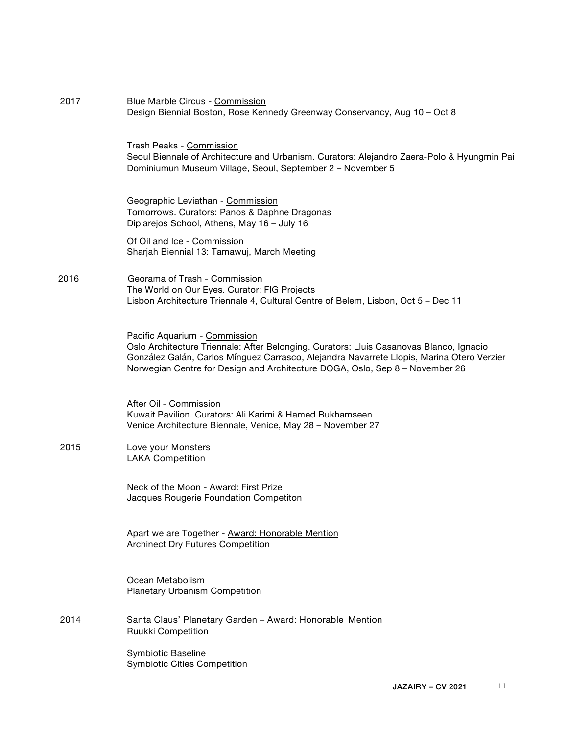2017

Blue Marble Circus - Commission
Design Biennial Boston, Rose Kennedy Greenway Conservancy, Aug 10 – Oct 8

Trash Peaks - Commission
Seoul Biennale of Architecture and Urbanism. Curators: Alejandro Zaera-Polo & Hyungmin Pai
Dominiumun Museum Village, Seoul, September 2 – November 5

Geographic Leviathan - Commission
Tomorrows. Curators: Panos & Daphne Dragonas
Diplarejos School, Athens, May 16 – July 16

Of Oil and Ice - Commission
Sharjah Biennial 13: Tamawuj, March Meeting

2016

Georama of Trash - Commission
The World on Our Eyes. Curator: FIG Projects
Lisbon Architecture Triennale 4, Cultural Centre of Belem, Lisbon, Oct 5 – Dec 11

Pacific Aquarium - Commission
Oslo Architecture Triennale: After Belonging. Curators: Lluís Casanovas Blanco, Ignacio González Galán, Carlos Mínguez Carrasco, Alejandra Navarrete Llopis, Marina Otero Verzier
Norwegian Centre for Design and Architecture DOGA, Oslo, Sep 8 – November 26

After Oil - Commission
Kuwait Pavilion. Curators: Ali Karimi & Hamed Bukhamseen
Venice Architecture Biennale, Venice, May 28 – November 27

2015

Love your Monsters
LAKA Competition

Neck of the Moon - Award: First Prize
Jacques Rougerie Foundation Competiton

Apart we are Together - Award: Honorable Mention
Archinect Dry Futures Competition

Ocean Metabolism
Planetary Urbanism Competition

2014

Santa Claus' Planetary Garden – Award: Honorable Mention
Ruukki Competition

Symbiotic Baseline
Symbiotic Cities Competition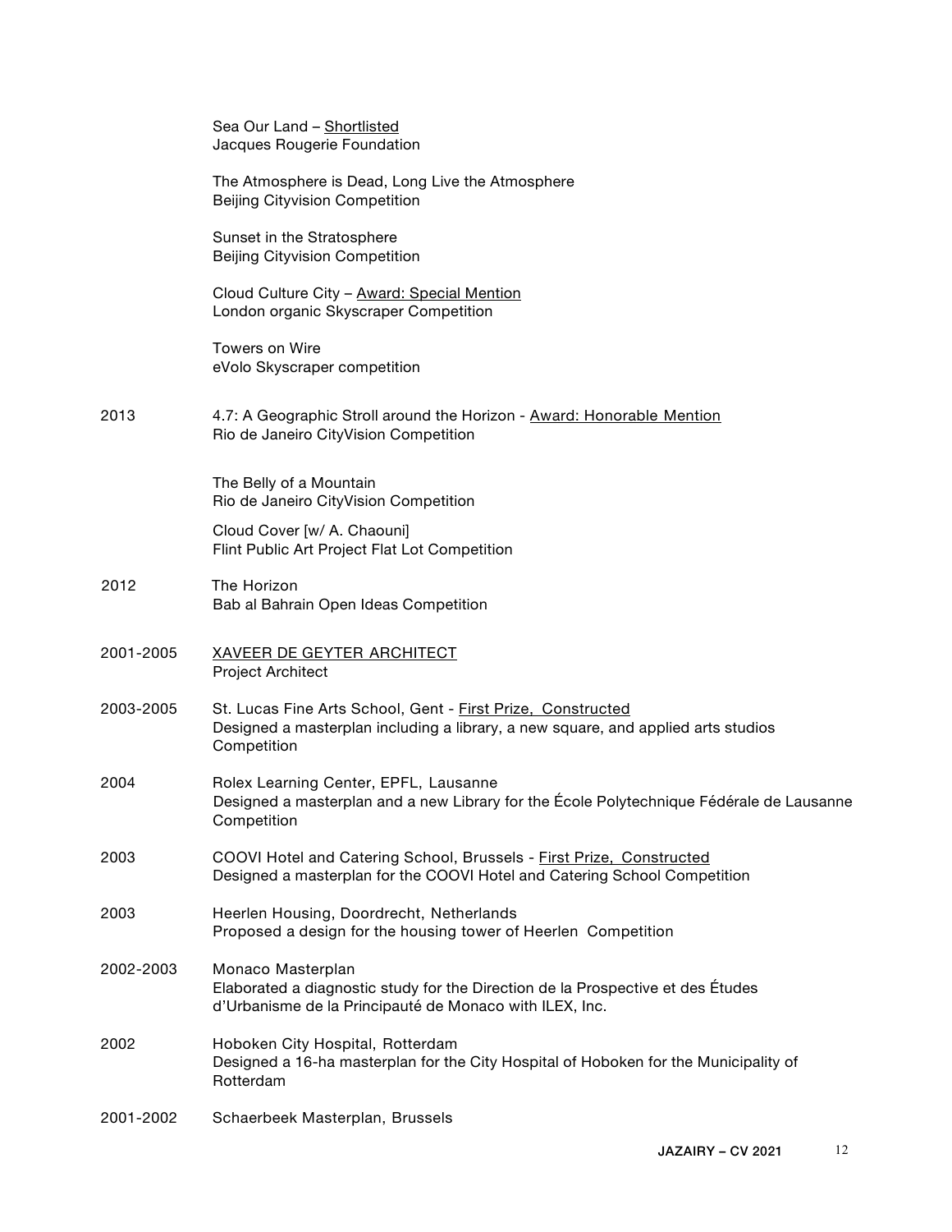Sea Our Land – <u>Shortlisted</u>
Jacques Rougerie Foundation

The Atmosphere is Dead, Long Live the Atmosphere
Beijing Cityvision Competition

Sunset in the Stratosphere
Beijing Cityvision Competition

Cloud Culture City – <u>Award: Special Mention</u>
London organic Skyscraper Competition

Towers on Wire
eVolo Skyscraper competition

2013 — 4.7: A Geographic Stroll around the Horizon - <u>Award: Honorable Mention</u>
Rio de Janeiro CityVision Competition

The Belly of a Mountain
Rio de Janeiro CityVision Competition

Cloud Cover [w/ A. Chaouni]
Flint Public Art Project Flat Lot Competition

2012 — The Horizon
Bab al Bahrain Open Ideas Competition

2001-2005 — <u>XAVEER DE GEYTER ARCHITECT</u>
Project Architect

2003-2005 — St. Lucas Fine Arts School, Gent - <u>First Prize, Constructed</u>
Designed a masterplan including a library, a new square, and applied arts studios
Competition

2004 — Rolex Learning Center, EPFL, Lausanne
Designed a masterplan and a new Library for the École Polytechnique Fédérale de Lausanne
Competition

2003 — COOVI Hotel and Catering School, Brussels - <u>First Prize, Constructed</u>
Designed a masterplan for the COOVI Hotel and Catering School Competition

2003 — Heerlen Housing, Doordrecht, Netherlands
Proposed a design for the housing tower of Heerlen Competition

2002-2003 — Monaco Masterplan
Elaborated a diagnostic study for the Direction de la Prospective et des Études d'Urbanisme de la Principauté de Monaco with ILEX, Inc.

2002 — Hoboken City Hospital, Rotterdam
Designed a 16-ha masterplan for the City Hospital of Hoboken for the Municipality of Rotterdam

2001-2002 — Schaerbeek Masterplan, Brussels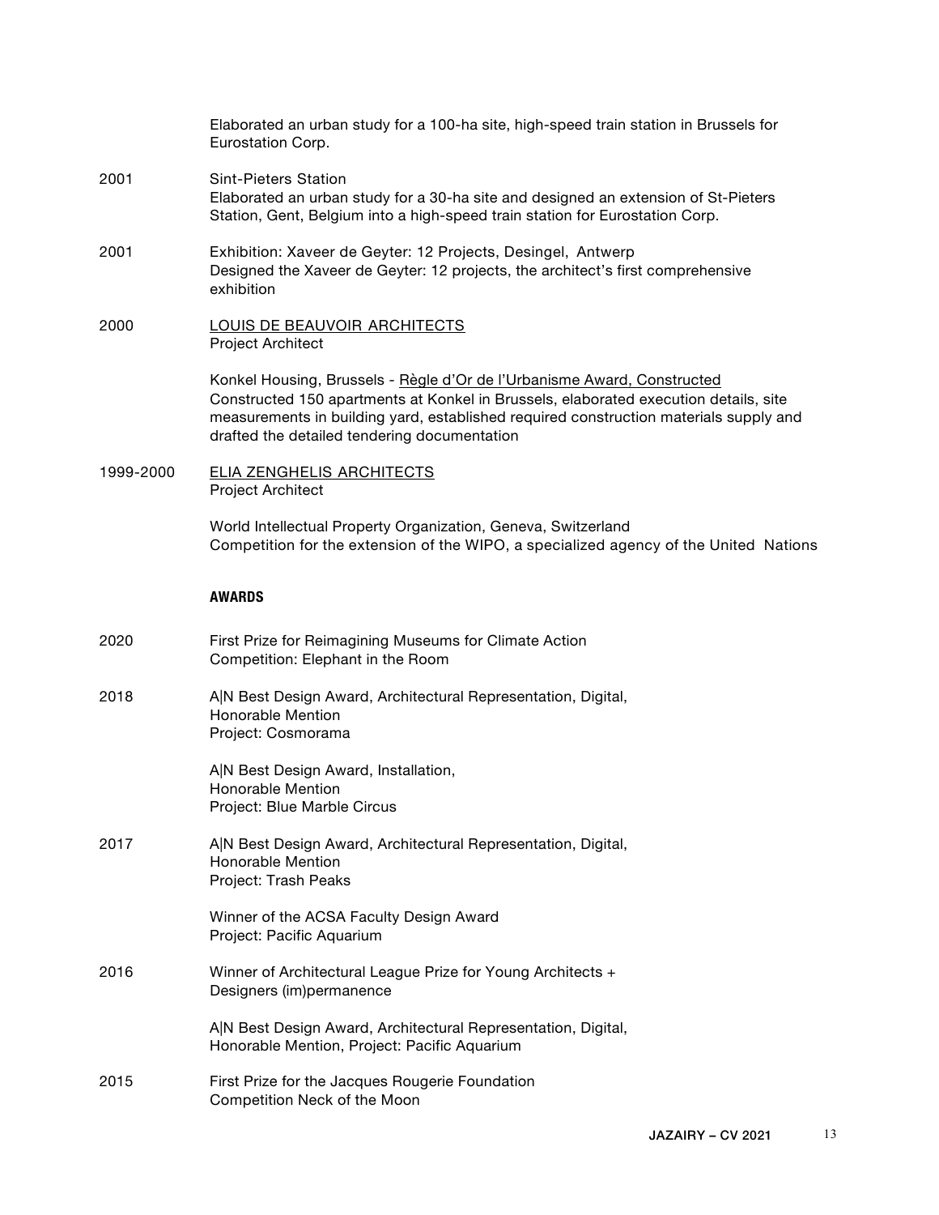Elaborated an urban study for a 100-ha site, high-speed train station in Brussels for Eurostation Corp.

2001 Sint-Pieters Station
Elaborated an urban study for a 30-ha site and designed an extension of St-Pieters Station, Gent, Belgium into a high-speed train station for Eurostation Corp.

2001 Exhibition: Xaveer de Geyter: 12 Projects, Desingel, Antwerp
Designed the Xaveer de Geyter: 12 projects, the architect's first comprehensive exhibition

2000 <u>LOUIS DE BEAUVOIR ARCHITECTS</u>
Project Architect

Konkel Housing, Brussels - <u>Règle d'Or de l'Urbanisme Award, Constructed</u>
Constructed 150 apartments at Konkel in Brussels, elaborated execution details, site measurements in building yard, established required construction materials supply and drafted the detailed tendering documentation

1999-2000 <u>ELIA ZENGHELIS ARCHITECTS</u>
Project Architect

World Intellectual Property Organization, Geneva, Switzerland
Competition for the extension of the WIPO, a specialized agency of the United Nations

**AWARDS**

2020 First Prize for Reimagining Museums for Climate Action
Competition: Elephant in the Room

2018 A|N Best Design Award, Architectural Representation, Digital,
Honorable Mention
Project: Cosmorama

A|N Best Design Award, Installation,
Honorable Mention
Project: Blue Marble Circus

2017 A|N Best Design Award, Architectural Representation, Digital,
Honorable Mention
Project: Trash Peaks

Winner of the ACSA Faculty Design Award
Project: Pacific Aquarium

2016 Winner of Architectural League Prize for Young Architects +
Designers (im)permanence

A|N Best Design Award, Architectural Representation, Digital,
Honorable Mention, Project: Pacific Aquarium

2015 First Prize for the Jacques Rougerie Foundation
Competition Neck of the Moon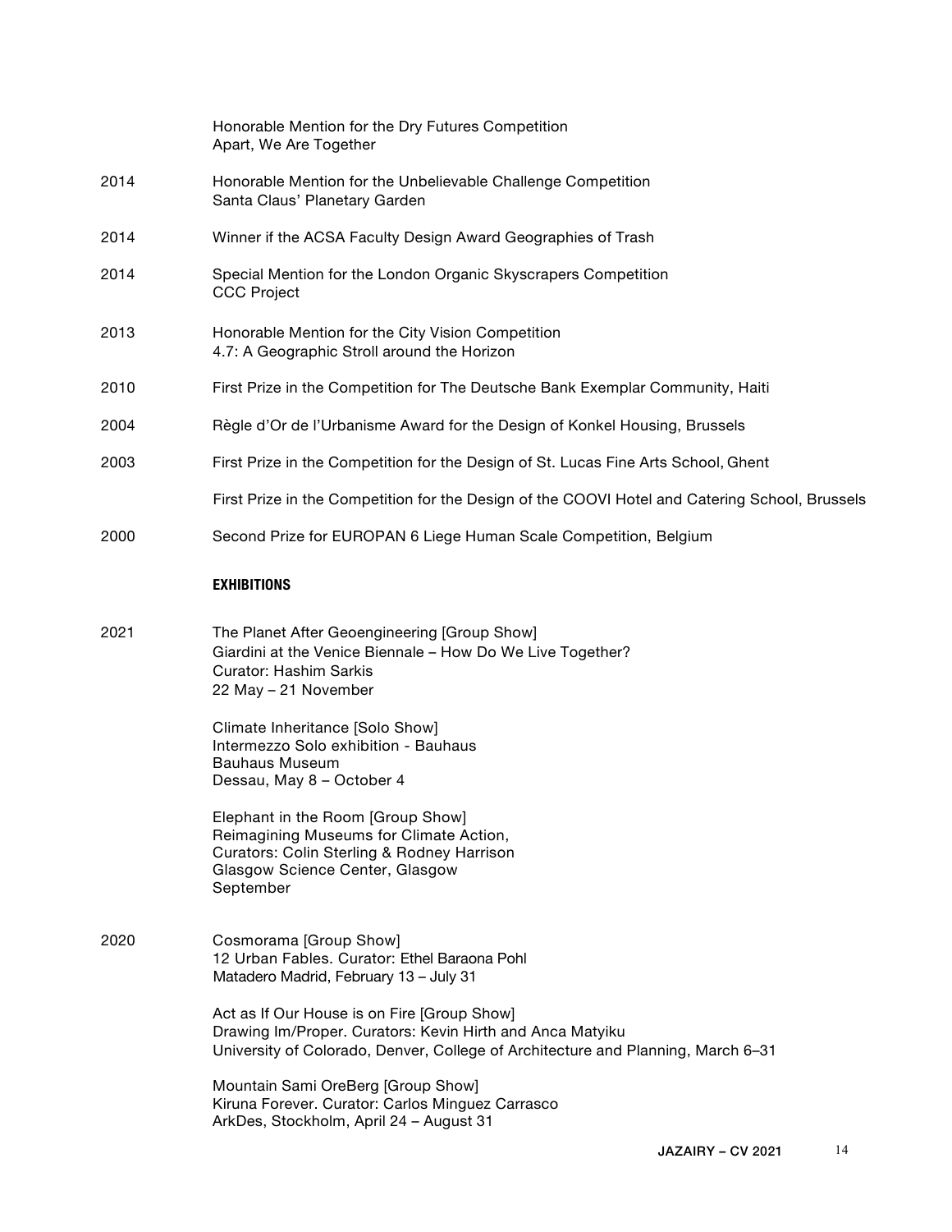Honorable Mention for the Dry Futures Competition
Apart, We Are Together

2014 Honorable Mention for the Unbelievable Challenge Competition
Santa Claus' Planetary Garden

2014 Winner if the ACSA Faculty Design Award Geographies of Trash

2014 Special Mention for the London Organic Skyscrapers Competition
CCC Project

2013 Honorable Mention for the City Vision Competition
4.7: A Geographic Stroll around the Horizon

2010 First Prize in the Competition for The Deutsche Bank Exemplar Community, Haiti

2004 Règle d'Or de l'Urbanisme Award for the Design of Konkel Housing, Brussels

2003 First Prize in the Competition for the Design of St. Lucas Fine Arts School, Ghent

First Prize in the Competition for the Design of the COOVI Hotel and Catering School, Brussels

2000 Second Prize for EUROPAN 6 Liege Human Scale Competition, Belgium

## EXHIBITIONS

2021 The Planet After Geoengineering [Group Show]
Giardini at the Venice Biennale – How Do We Live Together?
Curator: Hashim Sarkis
22 May – 21 November

Climate Inheritance [Solo Show]
Intermezzo Solo exhibition - Bauhaus
Bauhaus Museum
Dessau, May 8 – October 4

Elephant in the Room [Group Show]
Reimagining Museums for Climate Action,
Curators: Colin Sterling & Rodney Harrison
Glasgow Science Center, Glasgow
September

2020 Cosmorama [Group Show]
12 Urban Fables. Curator: Ethel Baraona Pohl
Matadero Madrid, February 13 – July 31

Act as If Our House is on Fire [Group Show]
Drawing Im/Proper. Curators: Kevin Hirth and Anca Matyiku
University of Colorado, Denver, College of Architecture and Planning, March 6–31

Mountain Sami OreBerg [Group Show]
Kiruna Forever. Curator: Carlos Minguez Carrasco
ArkDes, Stockholm, April 24 – August 31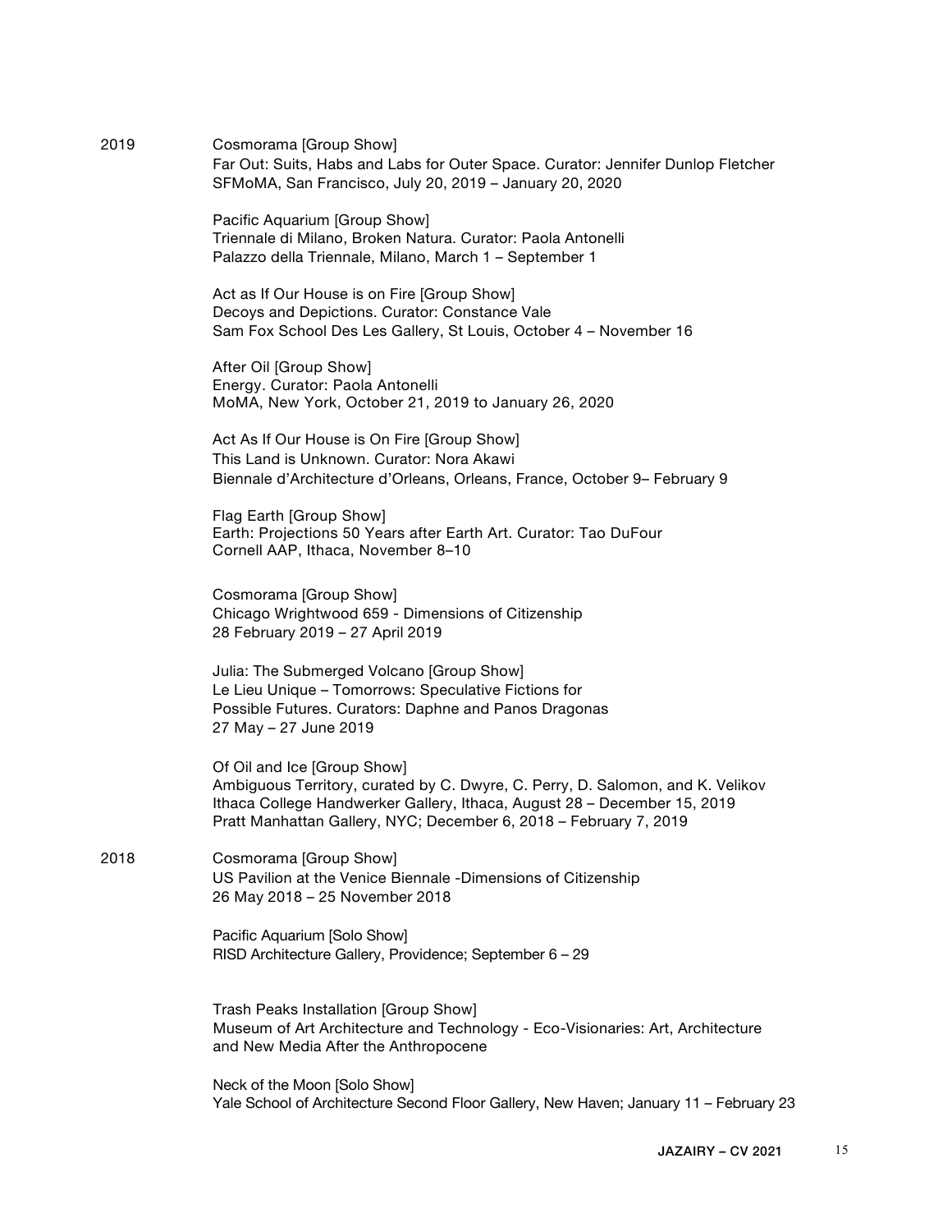2019 Cosmorama [Group Show]
Far Out: Suits, Habs and Labs for Outer Space. Curator: Jennifer Dunlop Fletcher
SFMoMA, San Francisco, July 20, 2019 – January 20, 2020

Pacific Aquarium [Group Show]
Triennale di Milano, Broken Natura. Curator: Paola Antonelli
Palazzo della Triennale, Milano, March 1 – September 1

Act as If Our House is on Fire [Group Show]
Decoys and Depictions. Curator: Constance Vale
Sam Fox School Des Les Gallery, St Louis, October 4 – November 16

After Oil [Group Show]
Energy. Curator: Paola Antonelli
MoMA, New York, October 21, 2019 to January 26, 2020

Act As If Our House is On Fire [Group Show]
This Land is Unknown. Curator: Nora Akawi
Biennale d'Architecture d'Orleans, Orleans, France, October 9– February 9

Flag Earth [Group Show]
Earth: Projections 50 Years after Earth Art. Curator: Tao DuFour
Cornell AAP, Ithaca, November 8–10

Cosmorama [Group Show]
Chicago Wrightwood 659 - Dimensions of Citizenship
28 February 2019 – 27 April 2019

Julia: The Submerged Volcano [Group Show]
Le Lieu Unique – Tomorrows: Speculative Fictions for
Possible Futures. Curators: Daphne and Panos Dragonas
27 May – 27 June 2019

Of Oil and Ice [Group Show]
Ambiguous Territory, curated by C. Dwyre, C. Perry, D. Salomon, and K. Velikov
Ithaca College Handwerker Gallery, Ithaca, August 28 – December 15, 2019
Pratt Manhattan Gallery, NYC; December 6, 2018 – February 7, 2019

2018 Cosmorama [Group Show]
US Pavilion at the Venice Biennale -Dimensions of Citizenship
26 May 2018 – 25 November 2018

Pacific Aquarium [Solo Show]
RISD Architecture Gallery, Providence; September 6 – 29

Trash Peaks Installation [Group Show]
Museum of Art Architecture and Technology - Eco-Visionaries: Art, Architecture and New Media After the Anthropocene

Neck of the Moon [Solo Show]
Yale School of Architecture Second Floor Gallery, New Haven; January 11 – February 23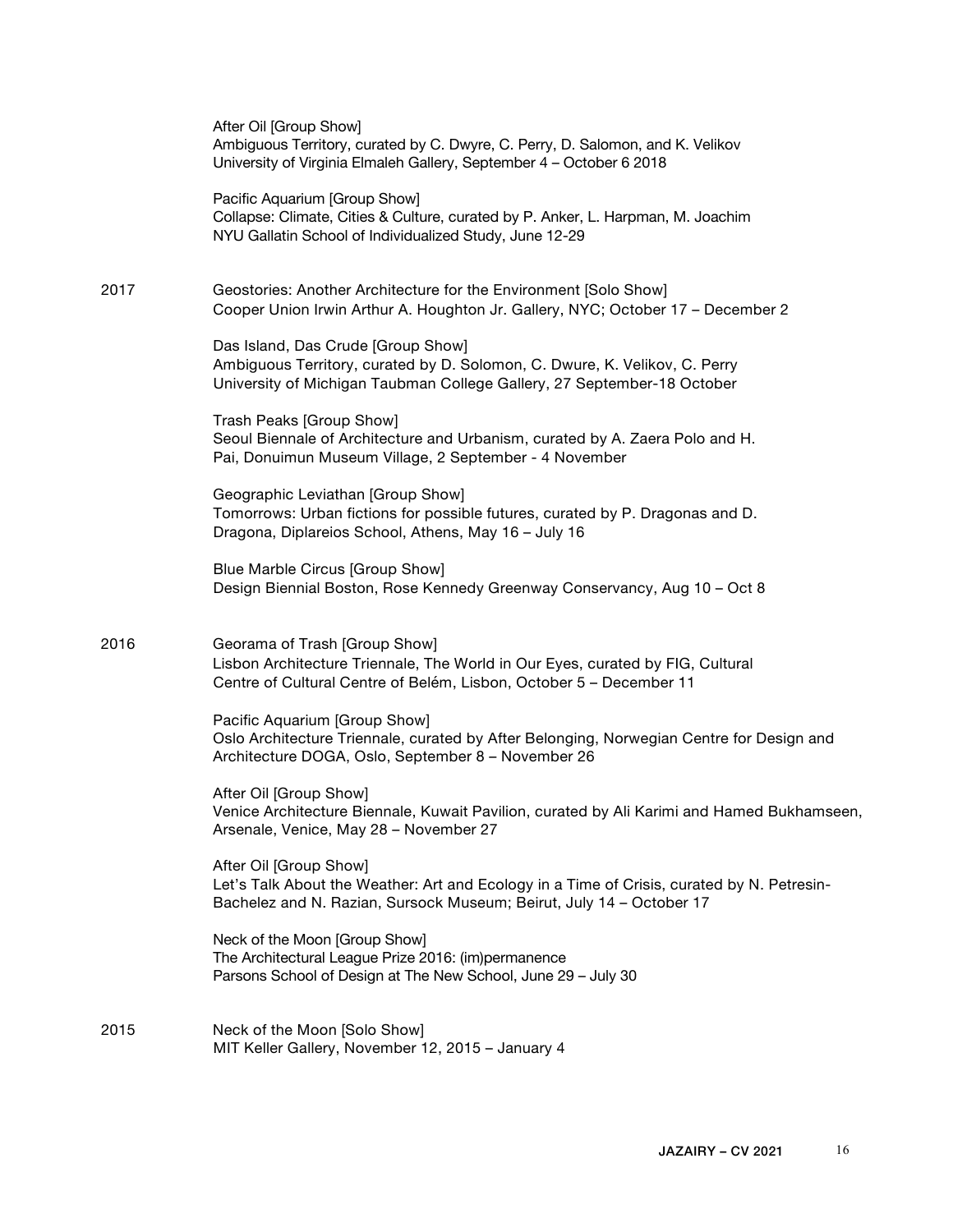After Oil [Group Show]
Ambiguous Territory, curated by C. Dwyre, C. Perry, D. Salomon, and K. Velikov
University of Virginia Elmaleh Gallery, September 4 – October 6 2018

Pacific Aquarium [Group Show]
Collapse: Climate, Cities & Culture, curated by P. Anker, L. Harpman, M. Joachim
NYU Gallatin School of Individualized Study, June 12-29

**2017**

Geostories: Another Architecture for the Environment [Solo Show]
Cooper Union Irwin Arthur A. Houghton Jr. Gallery, NYC; October 17 – December 2

Das Island, Das Crude [Group Show]
Ambiguous Territory, curated by D. Solomon, C. Dwure, K. Velikov, C. Perry
University of Michigan Taubman College Gallery, 27 September-18 October

Trash Peaks [Group Show]
Seoul Biennale of Architecture and Urbanism, curated by A. Zaera Polo and H. Pai, Donuimun Museum Village, 2 September - 4 November

Geographic Leviathan [Group Show]
Tomorrows: Urban fictions for possible futures, curated by P. Dragonas and D. Dragona, Diplareios School, Athens, May 16 – July 16

Blue Marble Circus [Group Show]
Design Biennial Boston, Rose Kennedy Greenway Conservancy, Aug 10 – Oct 8

**2016**

Georama of Trash [Group Show]
Lisbon Architecture Triennale, The World in Our Eyes, curated by FIG, Cultural Centre of Cultural Centre of Belém, Lisbon, October 5 – December 11

Pacific Aquarium [Group Show]
Oslo Architecture Triennale, curated by After Belonging, Norwegian Centre for Design and Architecture DOGA, Oslo, September 8 – November 26

After Oil [Group Show]
Venice Architecture Biennale, Kuwait Pavilion, curated by Ali Karimi and Hamed Bukhamseen, Arsenale, Venice, May 28 – November 27

After Oil [Group Show]
Let's Talk About the Weather: Art and Ecology in a Time of Crisis, curated by N. Petresin-Bachelez and N. Razian, Sursock Museum; Beirut, July 14 – October 17

Neck of the Moon [Group Show]
The Architectural League Prize 2016: (im)permanence
Parsons School of Design at The New School, June 29 – July 30

**2015**

Neck of the Moon [Solo Show]
MIT Keller Gallery, November 12, 2015 – January 4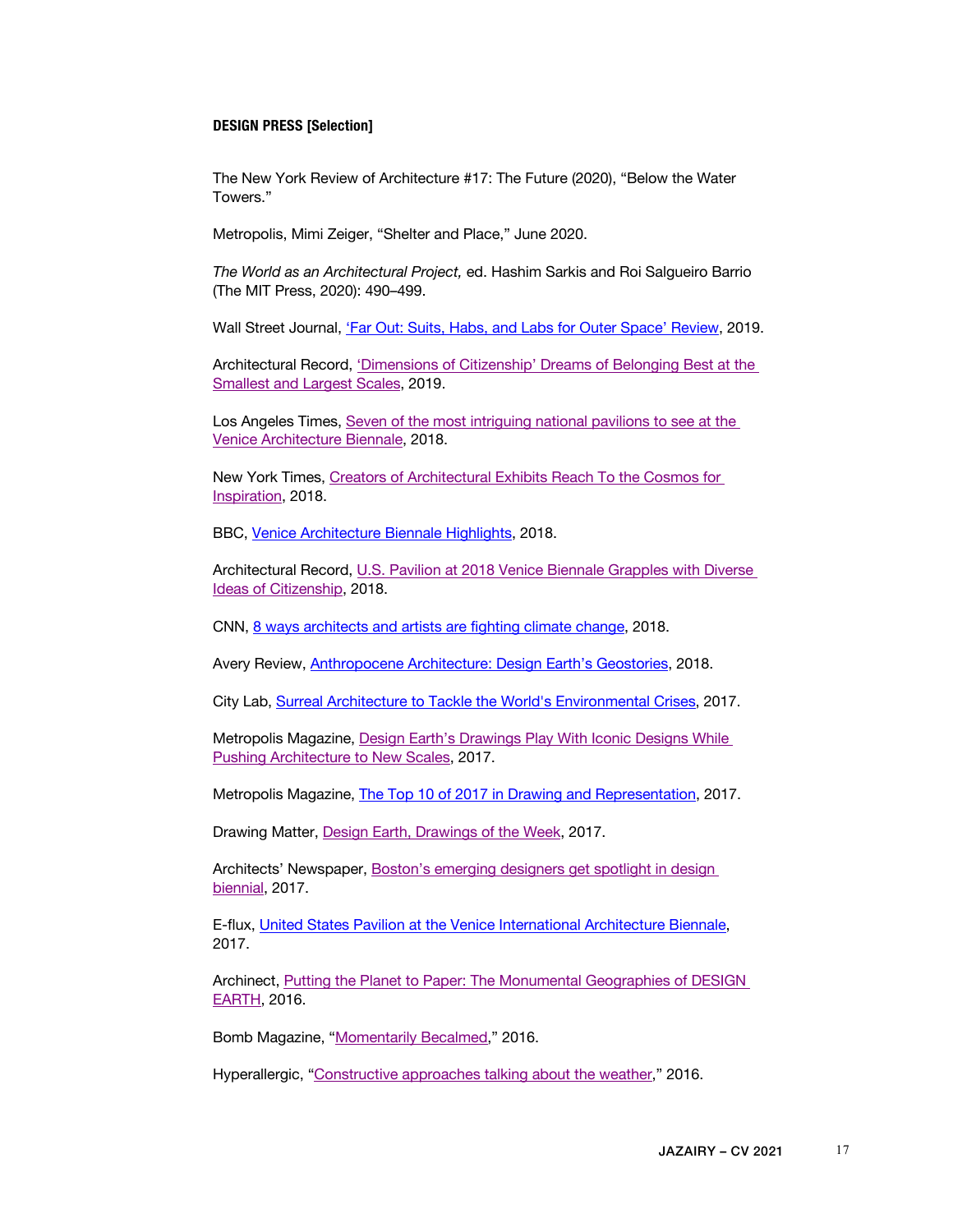**DESIGN PRESS [Selection]**

The New York Review of Architecture #17: The Future (2020), "Below the Water Towers."

Metropolis, Mimi Zeiger, "Shelter and Place," June 2020.

*The World as an Architectural Project,* ed. Hashim Sarkis and Roi Salgueiro Barrio (The MIT Press, 2020): 490–499.

Wall Street Journal, 'Far Out: Suits, Habs, and Labs for Outer Space' Review, 2019.

Architectural Record, 'Dimensions of Citizenship' Dreams of Belonging Best at the Smallest and Largest Scales, 2019.

Los Angeles Times, Seven of the most intriguing national pavilions to see at the Venice Architecture Biennale, 2018.

New York Times, Creators of Architectural Exhibits Reach To the Cosmos for Inspiration, 2018.

BBC, Venice Architecture Biennale Highlights, 2018.

Architectural Record, U.S. Pavilion at 2018 Venice Biennale Grapples with Diverse Ideas of Citizenship, 2018.

CNN, 8 ways architects and artists are fighting climate change, 2018.

Avery Review, Anthropocene Architecture: Design Earth's Geostories, 2018.

City Lab, Surreal Architecture to Tackle the World's Environmental Crises, 2017.

Metropolis Magazine, Design Earth's Drawings Play With Iconic Designs While Pushing Architecture to New Scales, 2017.

Metropolis Magazine, The Top 10 of 2017 in Drawing and Representation, 2017.

Drawing Matter, Design Earth, Drawings of the Week, 2017.

Architects' Newspaper, Boston's emerging designers get spotlight in design biennial, 2017.

E-flux, United States Pavilion at the Venice International Architecture Biennale, 2017.

Archinect, Putting the Planet to Paper: The Monumental Geographies of DESIGN EARTH, 2016.

Bomb Magazine, "Momentarily Becalmed," 2016.

Hyperallergic, "Constructive approaches talking about the weather," 2016.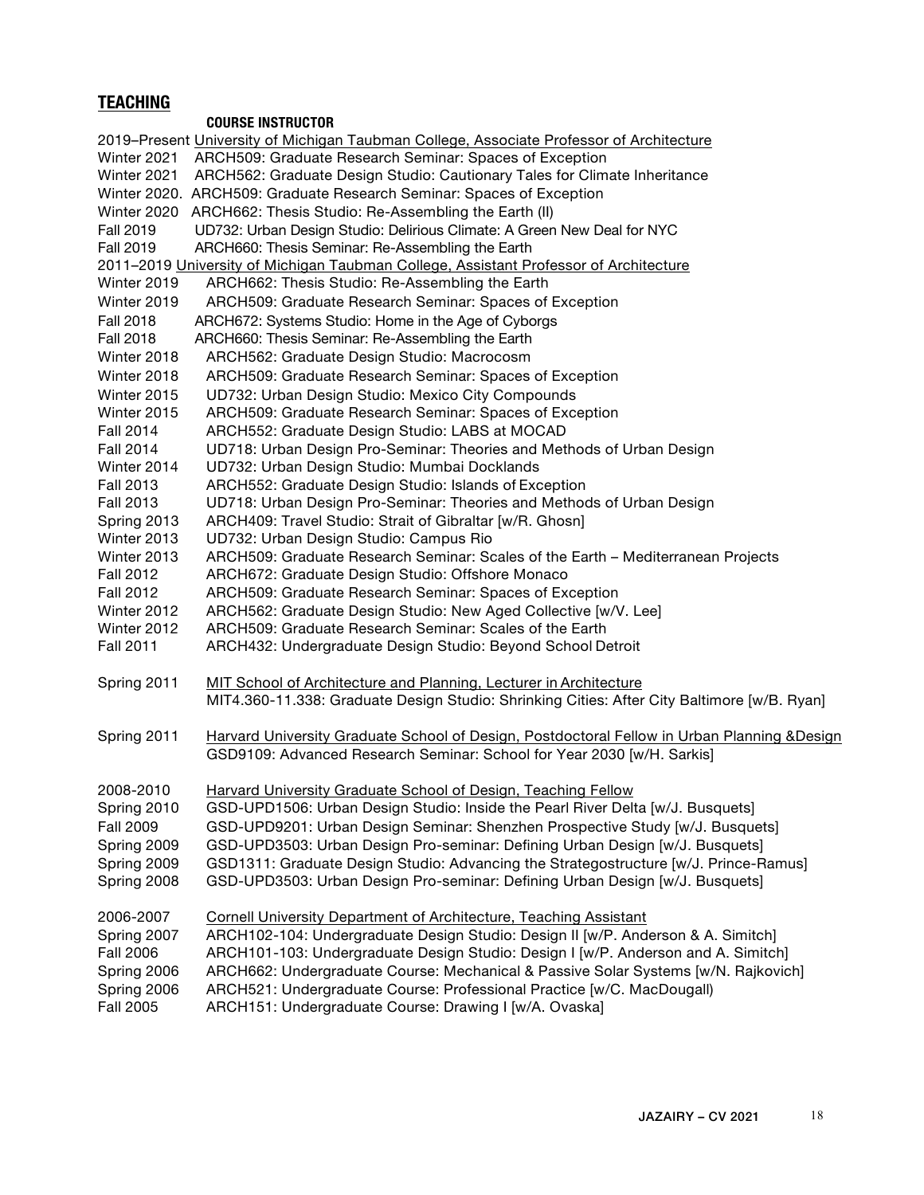## TEACHING

**COURSE INSTRUCTOR**

2019–Present University of Michigan Taubman College, Associate Professor of Architecture

Winter 2021 ARCH509: Graduate Research Seminar: Spaces of Exception
Winter 2021 ARCH562: Graduate Design Studio: Cautionary Tales for Climate Inheritance
Winter 2020. ARCH509: Graduate Research Seminar: Spaces of Exception
Winter 2020 ARCH662: Thesis Studio: Re-Assembling the Earth (II)
Fall 2019 UD732: Urban Design Studio: Delirious Climate: A Green New Deal for NYC
Fall 2019 ARCH660: Thesis Seminar: Re-Assembling the Earth

2011–2019 University of Michigan Taubman College, Assistant Professor of Architecture

Winter 2019 ARCH662: Thesis Studio: Re-Assembling the Earth
Winter 2019 ARCH509: Graduate Research Seminar: Spaces of Exception
Fall 2018 ARCH672: Systems Studio: Home in the Age of Cyborgs
Fall 2018 ARCH660: Thesis Seminar: Re-Assembling the Earth
Winter 2018 ARCH562: Graduate Design Studio: Macrocosm
Winter 2018 ARCH509: Graduate Research Seminar: Spaces of Exception
Winter 2015 UD732: Urban Design Studio: Mexico City Compounds
Winter 2015 ARCH509: Graduate Research Seminar: Spaces of Exception
Fall 2014 ARCH552: Graduate Design Studio: LABS at MOCAD
Fall 2014 UD718: Urban Design Pro-Seminar: Theories and Methods of Urban Design
Winter 2014 UD732: Urban Design Studio: Mumbai Docklands
Fall 2013 ARCH552: Graduate Design Studio: Islands of Exception
Fall 2013 UD718: Urban Design Pro-Seminar: Theories and Methods of Urban Design
Spring 2013 ARCH409: Travel Studio: Strait of Gibraltar [w/R. Ghosn]
Winter 2013 UD732: Urban Design Studio: Campus Rio
Winter 2013 ARCH509: Graduate Research Seminar: Scales of the Earth – Mediterranean Projects
Fall 2012 ARCH672: Graduate Design Studio: Offshore Monaco
Fall 2012 ARCH509: Graduate Research Seminar: Spaces of Exception
Winter 2012 ARCH562: Graduate Design Studio: New Aged Collective [w/V. Lee]
Winter 2012 ARCH509: Graduate Research Seminar: Scales of the Earth
Fall 2011 ARCH432: Undergraduate Design Studio: Beyond School Detroit

Spring 2011 MIT School of Architecture and Planning, Lecturer in Architecture
MIT4.360-11.338: Graduate Design Studio: Shrinking Cities: After City Baltimore [w/B. Ryan]

Spring 2011 Harvard University Graduate School of Design, Postdoctoral Fellow in Urban Planning &Design
GSD9109: Advanced Research Seminar: School for Year 2030 [w/H. Sarkis]

2008-2010 Harvard University Graduate School of Design, Teaching Fellow

Spring 2010 GSD-UPD1506: Urban Design Studio: Inside the Pearl River Delta [w/J. Busquets]
Fall 2009 GSD-UPD9201: Urban Design Seminar: Shenzhen Prospective Study [w/J. Busquets]
Spring 2009 GSD-UPD3503: Urban Design Pro-seminar: Defining Urban Design [w/J. Busquets]
Spring 2009 GSD1311: Graduate Design Studio: Advancing the Strategostructure [w/J. Prince-Ramus]
Spring 2008 GSD-UPD3503: Urban Design Pro-seminar: Defining Urban Design [w/J. Busquets]

2006-2007 Cornell University Department of Architecture, Teaching Assistant

Spring 2007 ARCH102-104: Undergraduate Design Studio: Design II [w/P. Anderson & A. Simitch]
Fall 2006 ARCH101-103: Undergraduate Design Studio: Design I [w/P. Anderson and A. Simitch]
Spring 2006 ARCH662: Undergraduate Course: Mechanical & Passive Solar Systems [w/N. Rajkovich]
Spring 2006 ARCH521: Undergraduate Course: Professional Practice [w/C. MacDougall)
Fall 2005 ARCH151: Undergraduate Course: Drawing I [w/A. Ovaska]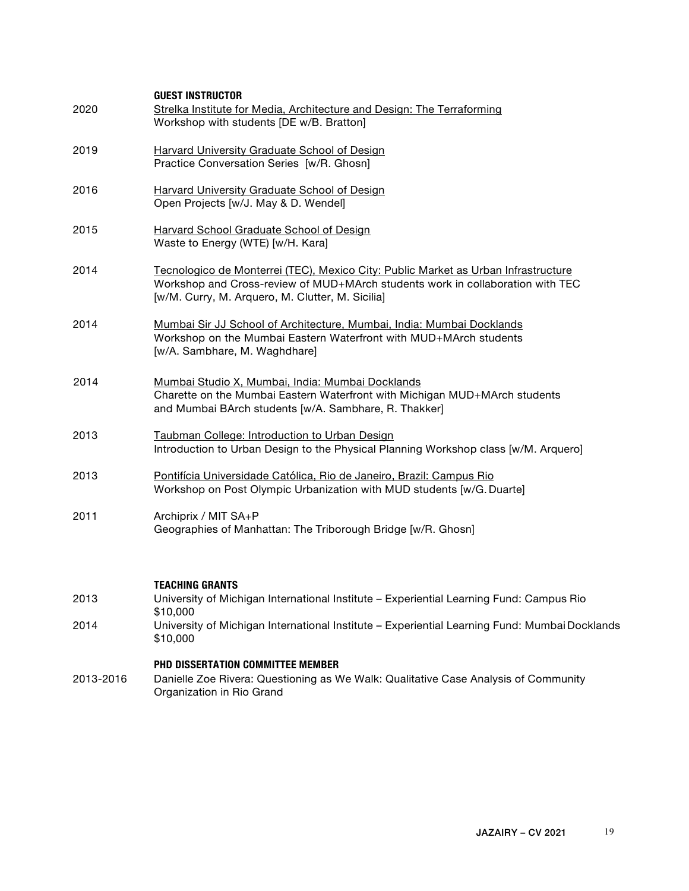**GUEST INSTRUCTOR**

2020 Strelka Institute for Media, Architecture and Design: The Terraforming
Workshop with students [DE w/B. Bratton]

2019 Harvard University Graduate School of Design
Practice Conversation Series [w/R. Ghosn]

2016 Harvard University Graduate School of Design
Open Projects [w/J. May & D. Wendel]

2015 Harvard School Graduate School of Design
Waste to Energy (WTE) [w/H. Kara]

2014 Tecnologico de Monterrei (TEC), Mexico City: Public Market as Urban Infrastructure
Workshop and Cross-review of MUD+MArch students work in collaboration with TEC
[w/M. Curry, M. Arquero, M. Clutter, M. Sicilia]

2014 Mumbai Sir JJ School of Architecture, Mumbai, India: Mumbai Docklands
Workshop on the Mumbai Eastern Waterfront with MUD+MArch students
[w/A. Sambhare, M. Waghdhare]

2014 Mumbai Studio X, Mumbai, India: Mumbai Docklands
Charette on the Mumbai Eastern Waterfront with Michigan MUD+MArch students
and Mumbai BArch students [w/A. Sambhare, R. Thakker]

2013 Taubman College: Introduction to Urban Design
Introduction to Urban Design to the Physical Planning Workshop class [w/M. Arquero]

2013 Pontifícia Universidade Católica, Rio de Janeiro, Brazil: Campus Rio
Workshop on Post Olympic Urbanization with MUD students [w/G. Duarte]

2011 Archiprix / MIT SA+P
Geographies of Manhattan: The Triborough Bridge [w/R. Ghosn]

**TEACHING GRANTS**

2013 University of Michigan International Institute – Experiential Learning Fund: Campus Rio
$10,000

2014 University of Michigan International Institute – Experiential Learning Fund: Mumbai Docklands
$10,000

**PHD DISSERTATION COMMITTEE MEMBER**

2013-2016 Danielle Zoe Rivera: Questioning as We Walk: Qualitative Case Analysis of Community Organization in Rio Grand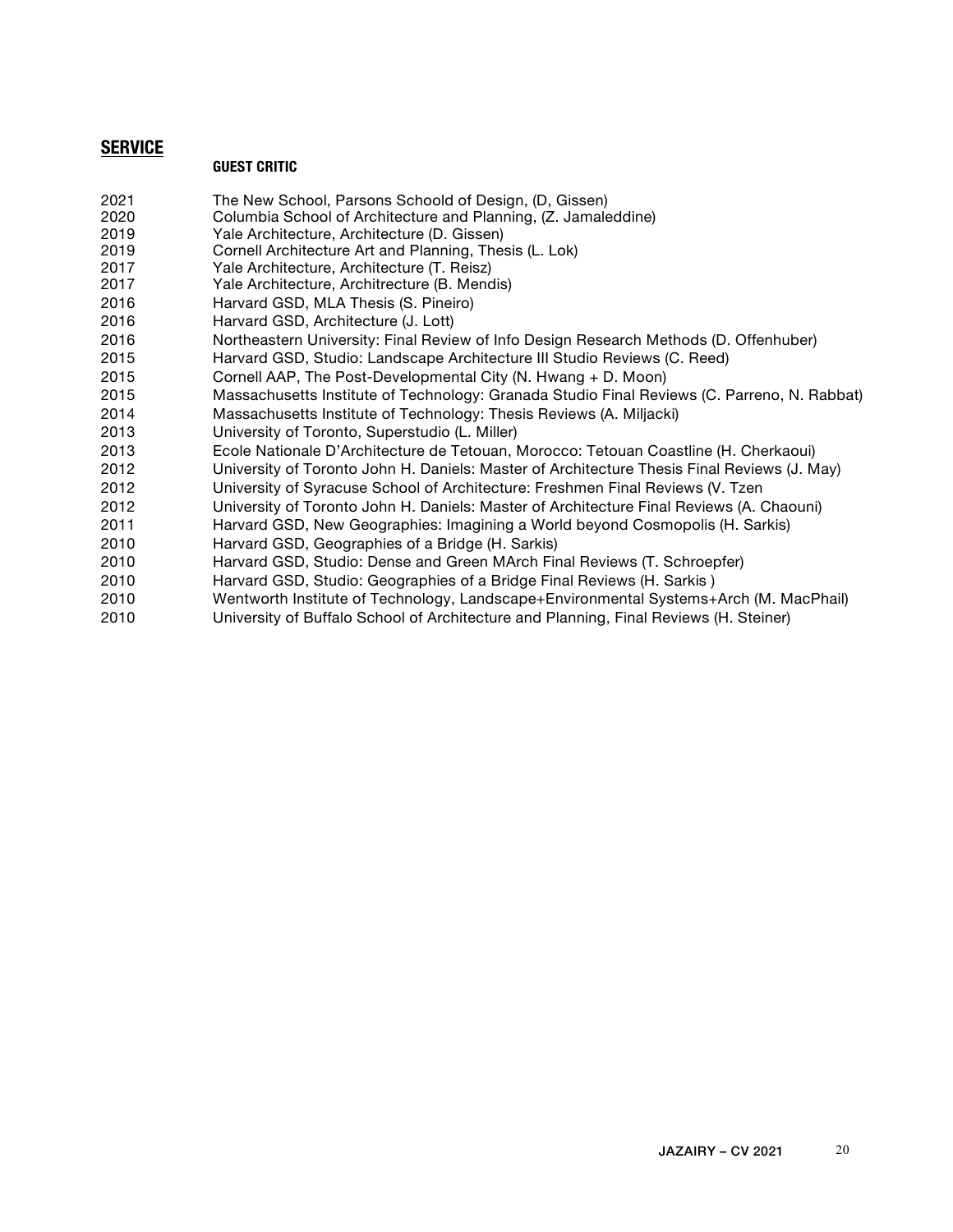## SERVICE

### GUEST CRITIC

2021 The New School, Parsons Schoold of Design, (D, Gissen)
2020 Columbia School of Architecture and Planning, (Z. Jamaleddine)
2019 Yale Architecture, Architecture (D. Gissen)
2019 Cornell Architecture Art and Planning, Thesis (L. Lok)
2017 Yale Architecture, Architecture (T. Reisz)
2017 Yale Architecture, Architrecture (B. Mendis)
2016 Harvard GSD, MLA Thesis (S. Pineiro)
2016 Harvard GSD, Architecture (J. Lott)
2016 Northeastern University: Final Review of Info Design Research Methods (D. Offenhuber)
2015 Harvard GSD, Studio: Landscape Architecture III Studio Reviews (C. Reed)
2015 Cornell AAP, The Post-Developmental City (N. Hwang + D. Moon)
2015 Massachusetts Institute of Technology: Granada Studio Final Reviews (C. Parreno, N. Rabbat)
2014 Massachusetts Institute of Technology: Thesis Reviews (A. Miljacki)
2013 University of Toronto, Superstudio (L. Miller)
2013 Ecole Nationale D'Architecture de Tetouan, Morocco: Tetouan Coastline (H. Cherkaoui)
2012 University of Toronto John H. Daniels: Master of Architecture Thesis Final Reviews (J. May)
2012 University of Syracuse School of Architecture: Freshmen Final Reviews (V. Tzen
2012 University of Toronto John H. Daniels: Master of Architecture Final Reviews (A. Chaouni)
2011 Harvard GSD, New Geographies: Imagining a World beyond Cosmopolis (H. Sarkis)
2010 Harvard GSD, Geographies of a Bridge (H. Sarkis)
2010 Harvard GSD, Studio: Dense and Green MArch Final Reviews (T. Schroepfer)
2010 Harvard GSD, Studio: Geographies of a Bridge Final Reviews (H. Sarkis )
2010 Wentworth Institute of Technology, Landscape+Environmental Systems+Arch (M. MacPhail)
2010 University of Buffalo School of Architecture and Planning, Final Reviews (H. Steiner)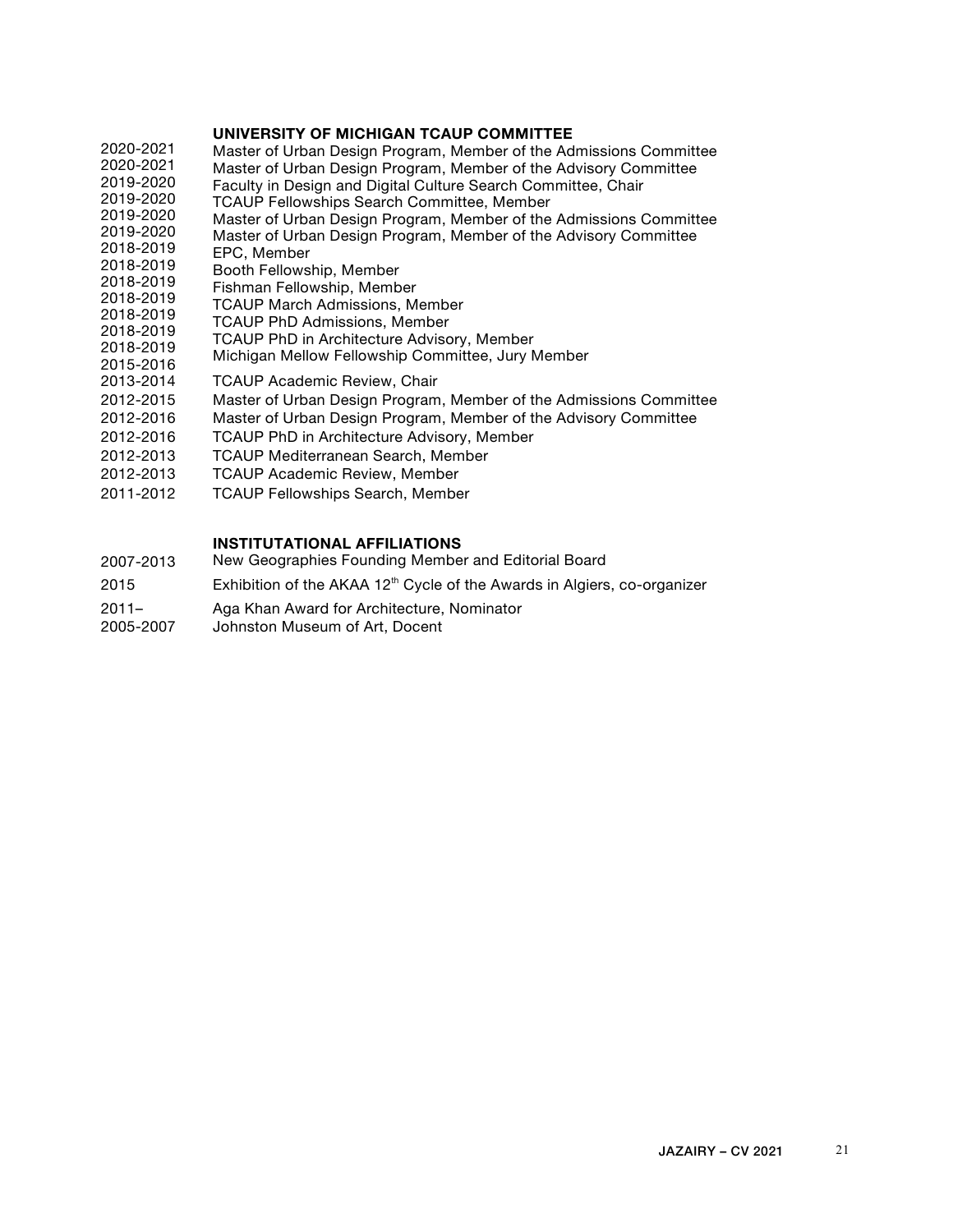### UNIVERSITY OF MICHIGAN TCAUP COMMITTEE

| | |
|---|---|
| 2020-2021 | Master of Urban Design Program, Member of the Admissions Committee |
| 2020-2021 | Master of Urban Design Program, Member of the Advisory Committee |
| 2019-2020 | Faculty in Design and Digital Culture Search Committee, Chair |
| 2019-2020 | TCAUP Fellowships Search Committee, Member |
| 2019-2020 | Master of Urban Design Program, Member of the Admissions Committee |
| 2019-2020 | Master of Urban Design Program, Member of the Advisory Committee |
| 2018-2019 | EPC, Member |
| 2018-2019 | Booth Fellowship, Member |
| 2018-2019 | Fishman Fellowship, Member |
| 2018-2019 | TCAUP March Admissions, Member |
| 2018-2019 | TCAUP PhD Admissions, Member |
| 2018-2019 | TCAUP PhD in Architecture Advisory, Member |
| 2018-2019 | Michigan Mellow Fellowship Committee, Jury Member |
| 2015-2016 | |
| 2013-2014 | TCAUP Academic Review, Chair |
| 2012-2015 | Master of Urban Design Program, Member of the Admissions Committee |
| 2012-2016 | Master of Urban Design Program, Member of the Advisory Committee |
| 2012-2016 | TCAUP PhD in Architecture Advisory, Member |
| 2012-2013 | TCAUP Mediterranean Search, Member |
| 2012-2013 | TCAUP Academic Review, Member |
| 2011-2012 | TCAUP Fellowships Search, Member |

### INSTITUTATIONAL AFFILIATIONS

| | |
|---|---|
| 2007-2013 | New Geographies Founding Member and Editorial Board |
| 2015 | Exhibition of the AKAA 12th Cycle of the Awards in Algiers, co-organizer |
| 2011– | Aga Khan Award for Architecture, Nominator |
| 2005-2007 | Johnston Museum of Art, Docent |